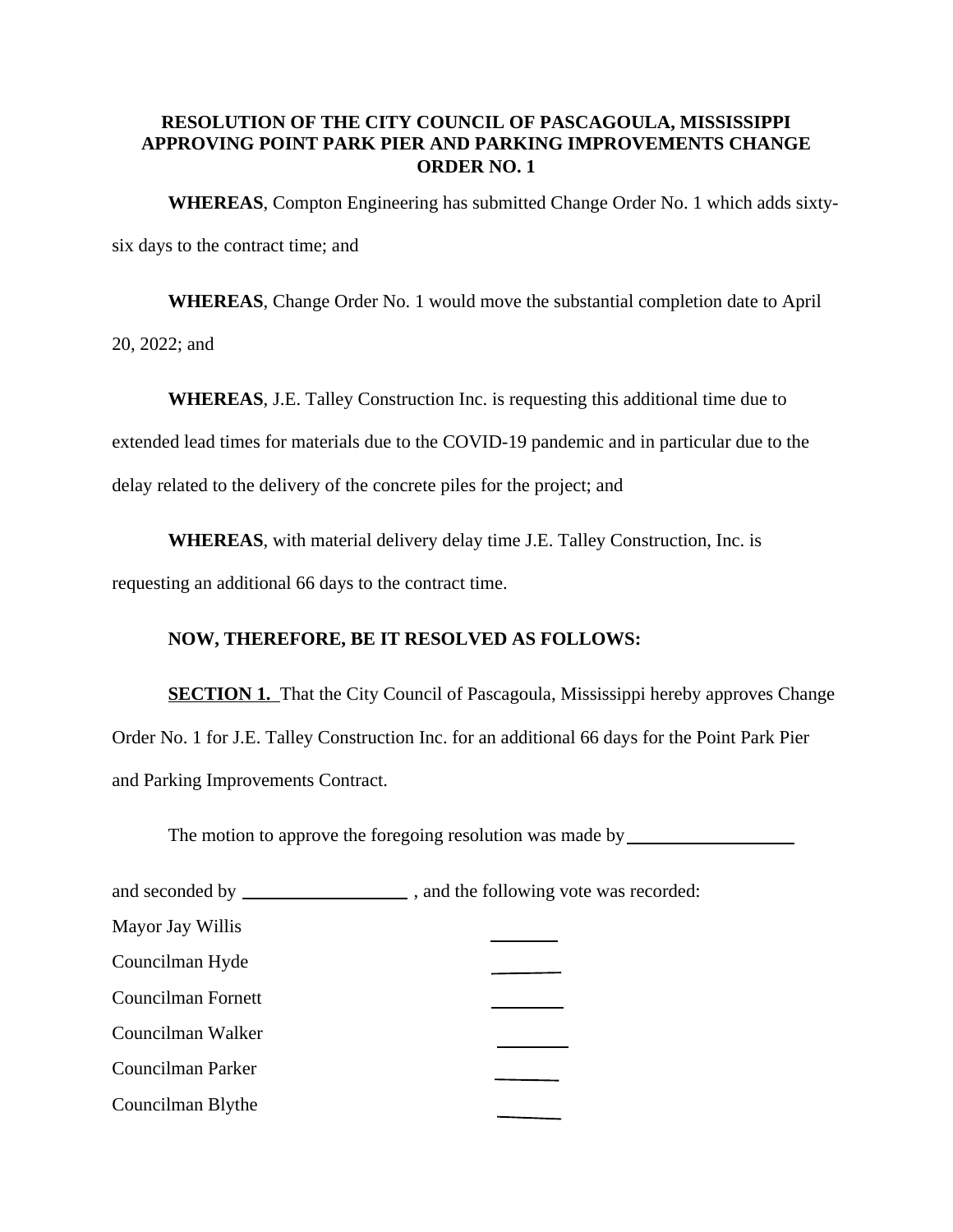# RESOLUTION OF THE CITY COUNCIL OF PASCAGOULA, MISSISSIPPI APPROVING POINT PARK PIER AND PARKING IMPROVEMENTS CHANGE ORDER NO. 1

**WHEREAS**, Compton Engineering has submitted Change Order No. 1 which adds sixty-six days to the contract time; and

**WHEREAS**, Change Order No. 1 would move the substantial completion date to April 20, 2022; and

**WHEREAS**, J.E. Talley Construction Inc. is requesting this additional time due to extended lead times for materials due to the COVID-19 pandemic and in particular due to the delay related to the delivery of the concrete piles for the project; and

**WHEREAS**, with material delivery delay time J.E. Talley Construction, Inc. is requesting an additional 66 days to the contract time.

**NOW, THEREFORE, BE IT RESOLVED AS FOLLOWS:**

**SECTION 1.** That the City Council of Pascagoula, Mississippi hereby approves Change Order No. 1 for J.E. Talley Construction Inc. for an additional 66 days for the Point Park Pier and Parking Improvements Contract.

The motion to approve the foregoing resolution was made by ___________________

and seconded by ___________________ , and the following vote was recorded:

Mayor Jay Willis ________

Councilman Hyde ________

Councilman Fornett ________

Councilman Walker ________

Councilman Parker ________

Councilman Blythe ________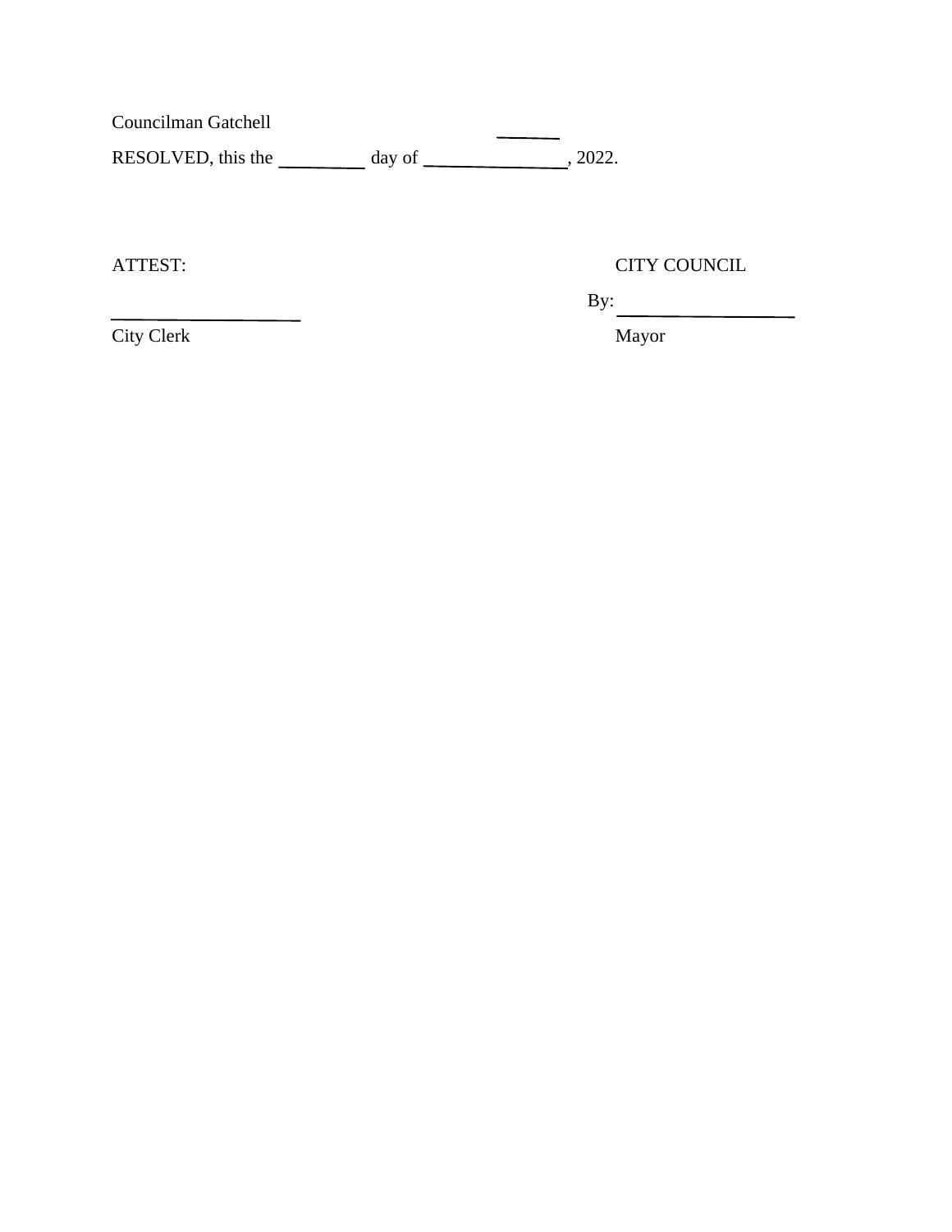Councilman Gatchell ______

RESOLVED, this the ________ day of ______________, 2022.

ATTEST: CITY COUNCIL

By: ____________________

____________________

City Clerk Mayor